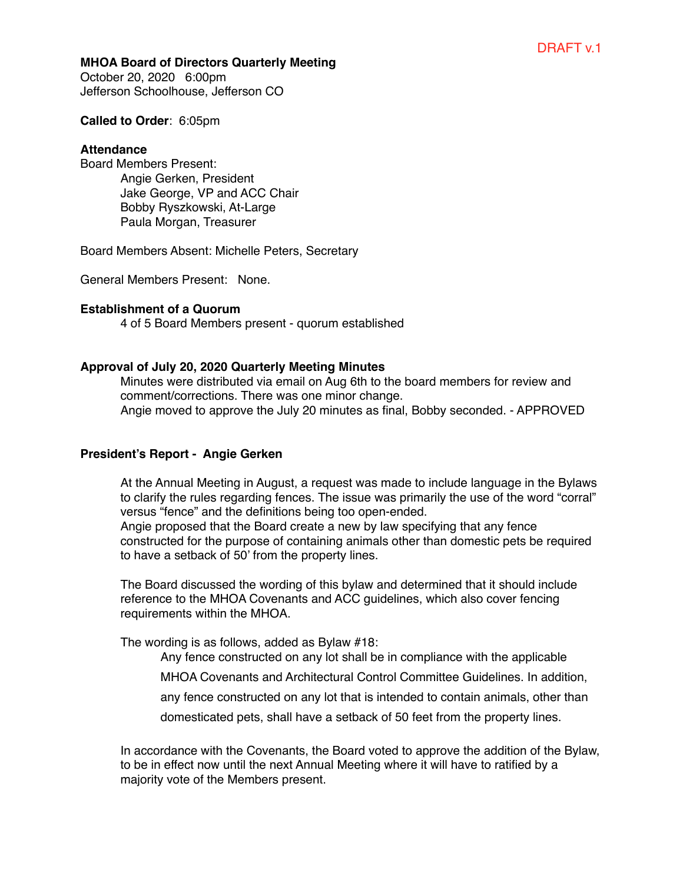DRAFT v.1

**MHOA Board of Directors Quarterly Meeting**
October 20, 2020 6:00pm
Jefferson Schoolhouse, Jefferson CO

**Called to Order**: 6:05pm

**Attendance**

Board Members Present:

- Angie Gerken, President
- Jake George, VP and ACC Chair
- Bobby Ryszkowski, At-Large
- Paula Morgan, Treasurer

Board Members Absent: Michelle Peters, Secretary

General Members Present: None.

**Establishment of a Quorum**

4 of 5 Board Members present - quorum established

**Approval of July 20, 2020 Quarterly Meeting Minutes**

Minutes were distributed via email on Aug 6th to the board members for review and comment/corrections. There was one minor change.
Angie moved to approve the July 20 minutes as final, Bobby seconded. - APPROVED

**President's Report - Angie Gerken**

At the Annual Meeting in August, a request was made to include language in the Bylaws to clarify the rules regarding fences. The issue was primarily the use of the word "corral" versus "fence" and the definitions being too open-ended.
Angie proposed that the Board create a new by law specifying that any fence constructed for the purpose of containing animals other than domestic pets be required to have a setback of 50' from the property lines.

The Board discussed the wording of this bylaw and determined that it should include reference to the MHOA Covenants and ACC guidelines, which also cover fencing requirements within the MHOA.

The wording is as follows, added as Bylaw #18:

> Any fence constructed on any lot shall be in compliance with the applicable MHOA Covenants and Architectural Control Committee Guidelines. In addition, any fence constructed on any lot that is intended to contain animals, other than domesticated pets, shall have a setback of 50 feet from the property lines.

In accordance with the Covenants, the Board voted to approve the addition of the Bylaw, to be in effect now until the next Annual Meeting where it will have to ratified by a majority vote of the Members present.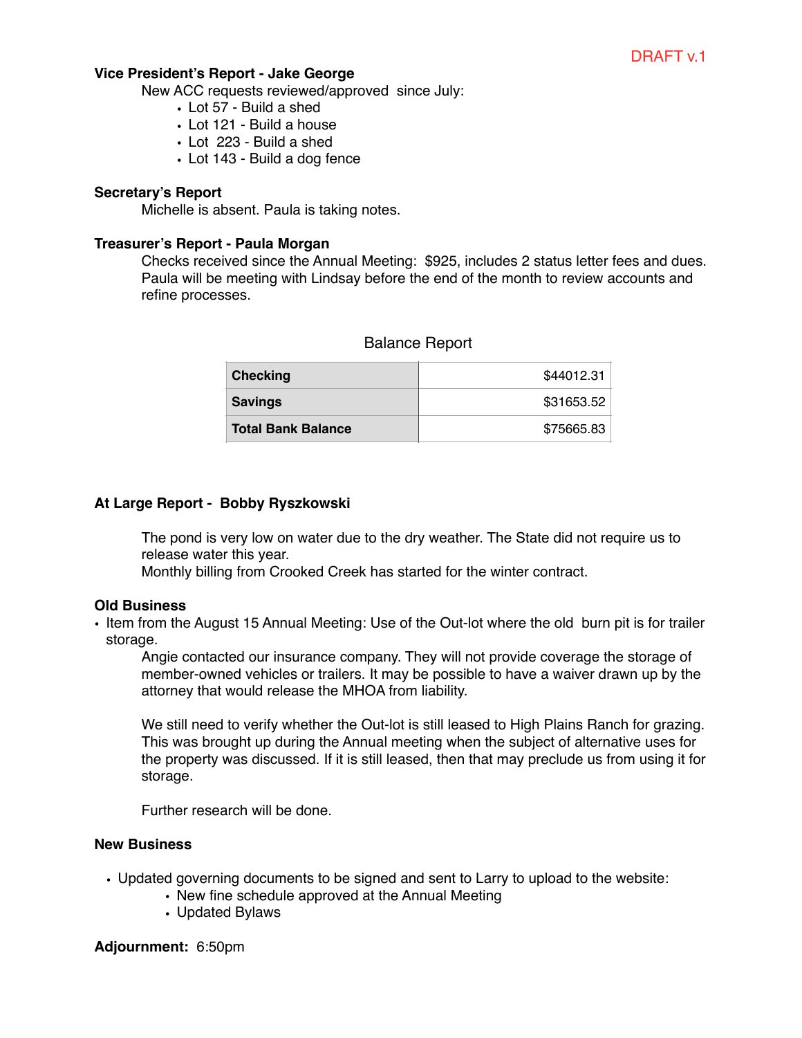DRAFT v.1

**Vice President's Report - Jake George**

New ACC requests reviewed/approved since July:

- Lot 57 - Build a shed
- Lot 121 - Build a house
- Lot 223 - Build a shed
- Lot 143 - Build a dog fence

**Secretary's Report**

Michelle is absent. Paula is taking notes.

**Treasurer's Report - Paula Morgan**

Checks received since the Annual Meeting: $925, includes 2 status letter fees and dues. Paula will be meeting with Lindsay before the end of the month to review accounts and refine processes.

Balance Report

| | |
|---|---|
| **Checking** | $44012.31 |
| **Savings** | $31653.52 |
| **Total Bank Balance** | $75665.83 |

**At Large Report - Bobby Ryszkowski**

The pond is very low on water due to the dry weather. The State did not require us to release water this year.
Monthly billing from Crooked Creek has started for the winter contract.

**Old Business**

- Item from the August 15 Annual Meeting: Use of the Out-lot where the old burn pit is for trailer storage.

  Angie contacted our insurance company. They will not provide coverage the storage of member-owned vehicles or trailers. It may be possible to have a waiver drawn up by the attorney that would release the MHOA from liability.

  We still need to verify whether the Out-lot is still leased to High Plains Ranch for grazing. This was brought up during the Annual meeting when the subject of alternative uses for the property was discussed. If it is still leased, then that may preclude us from using it for storage.

  Further research will be done.

**New Business**

- Updated governing documents to be signed and sent to Larry to upload to the website:
  - New fine schedule approved at the Annual Meeting
  - Updated Bylaws

**Adjournment:** 6:50pm